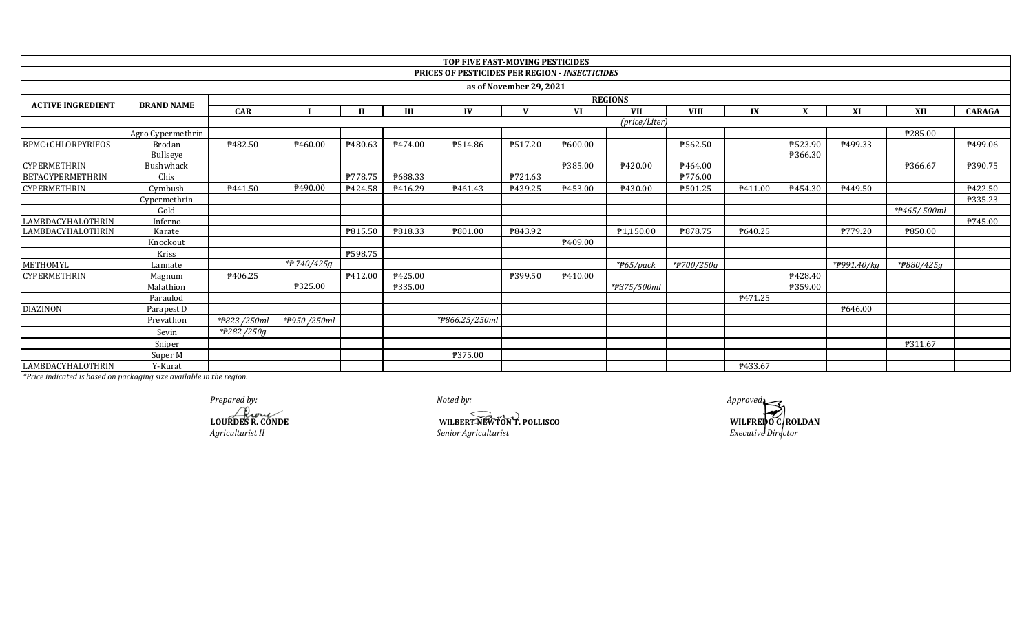# TOP FIVE FAST-MOVING PESTICIDES

## PRICES OF PESTICIDES PER REGION - *INSECTICIDES*

### as of November 29, 2021

| ACTIVE INGREDIENT | BRAND NAME | REGIONS | | | | | | | | | | | | | |
|---|---|---|---|---|---|---|---|---|---|---|---|---|---|---|---|
| | | CAR | I | II | III | IV | V | VI | VII | VIII | IX | X | XI | XII | CARAGA |
| | | | *(price/Liter)* | | | | | | | | | | | | |
| | Agro Cypermethrin | | | | | | | | | | | | | ₱285.00 | |
| BPMC+CHLORPYRIFOS | Brodan | ₱482.50 | ₱460.00 | ₱480.63 | ₱474.00 | ₱514.86 | ₱517.20 | ₱600.00 | | ₱562.50 | | ₱523.90 | ₱499.33 | | ₱499.06 |
| | Bullseye | | | | | | | | | | | ₱366.30 | | | |
| CYPERMETHRIN | Bushwhack | | | | | | | ₱385.00 | ₱420.00 | ₱464.00 | | | | ₱366.67 | ₱390.75 |
| BETACYPERMETHRIN | Chix | | | ₱778.75 | ₱688.33 | | ₱721.63 | | | ₱776.00 | | | | | |
| CYPERMETHRIN | Cymbush | ₱441.50 | ₱490.00 | ₱424.58 | ₱416.29 | ₱461.43 | ₱439.25 | ₱453.00 | ₱430.00 | ₱501.25 | ₱411.00 | ₱454.30 | ₱449.50 | | ₱422.50 |
| | Cypermethrin | | | | | | | | | | | | | | ₱335.23 |
| | Gold | | | | | | | | | | | | | *₱465/ 500ml* | |
| LAMBDACYHALOTHRIN | Inferno | | | | | | | | | | | | | | ₱745.00 |
| LAMBDACYHALOTHRIN | Karate | | | ₱815.50 | ₱818.33 | ₱801.00 | ₱843.92 | | ₱1,150.00 | ₱878.75 | ₱640.25 | | ₱779.20 | ₱850.00 | |
| | Knockout | | | | | | | ₱409.00 | | | | | | | |
| | Kriss | | | | ₱598.75 | | | | | | | | | | |
| METHOMYL | Lannate | | *₱740/425g* | | | | | | *₱65/pack* | *₱700/250g* | | | *₱991.40/kg* | *₱880/425g* | |
| CYPERMETHRIN | Magnum | ₱406.25 | | ₱412.00 | ₱425.00 | | ₱399.50 | ₱410.00 | | | | ₱428.40 | | | |
| | Malathion | | ₱325.00 | | ₱335.00 | | | | *₱375/500ml* | | | ₱359.00 | | | |
| | Paraulod | | | | | | | | | | ₱471.25 | | | | |
| DIAZINON | Parapest D | | | | | | | | | | | | ₱646.00 | | |
| | Prevathon | *₱823 /250ml* | *₱950 /250ml* | | | *₱866.25/250ml* | | | | | | | | | |
| | Sevin | *₱282 /250g* | | | | | | | | | | | | | |
| | Sniper | | | | | | | | | | | | | ₱311.67 | |
| | Super M | | | | | ₱375.00 | | | | | | | | | |
| LAMBDACYHALOTHRIN | Y-Kurat | | | | | | | | | | ₱433.67 | | | | |

*Price indicated is based on packaging size available in the region.*

*Prepared by:*

**LOURDES R. CONDE**
*Agriculturist II*

*Noted by:*

**WILBERT NEWTON T. POLLISCO**
*Senior Agriculturist*

*Approved:*

**WILFREDO C. ROLDAN**
*Executive Director*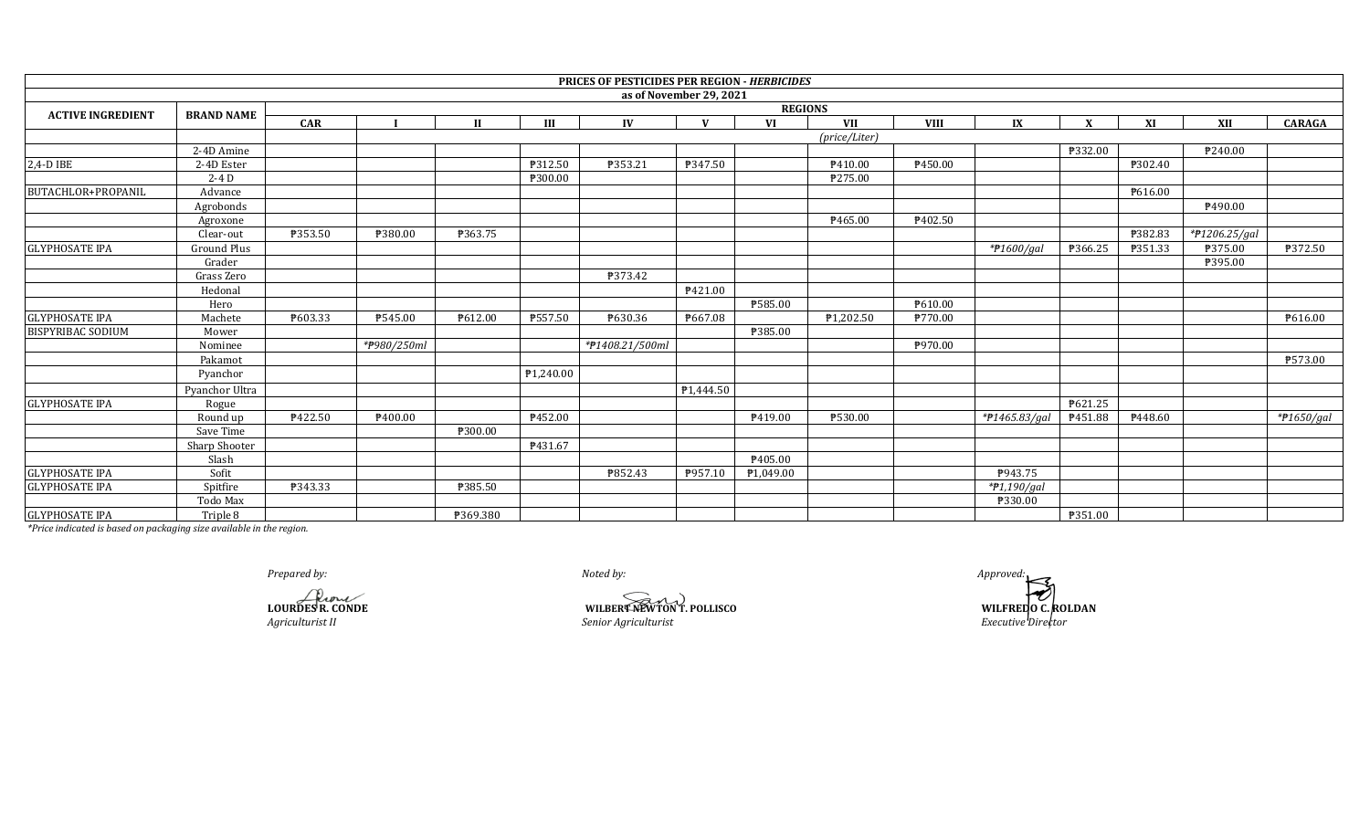| PRICES OF PESTICIDES PER REGION - *HERBICIDES* | | | | | | | | | | | | | | | |
|---|---|---|---|---|---|---|---|---|---|---|---|---|---|---|---|
| as of November 29, 2021 | | | | | | | | | | | | | | | |
| ACTIVE INGREDIENT | BRAND NAME | REGIONS | | | | | | | | | | | | | |
| | | CAR | I | II | III | IV | V | VI | VII | VIII | IX | X | XI | XII | CARAGA |
| | | | | | | | | | *(price/Liter)* | | | | | | |
| | 2-4D Amine | | | | | | | | | | | ₱332.00 | | ₱240.00 | |
| 2,4-D IBE | 2-4D Ester | | | | ₱312.50 | ₱353.21 | ₱347.50 | | ₱410.00 | ₱450.00 | | | ₱302.40 | | |
| | 2-4 D | | | | ₱300.00 | | | | ₱275.00 | | | | | | |
| BUTACHLOR+PROPANIL | Advance | | | | | | | | | | | | ₱616.00 | | |
| | Agrobonds | | | | | | | | | | | | | ₱490.00 | |
| | Agroxone | | | | | | | | ₱465.00 | ₱402.50 | | | | | |
| | Clear-out | ₱353.50 | ₱380.00 | ₱363.75 | | | | | | | | | ₱382.83 | *₱1206.25/gal* | |
| GLYPHOSATE IPA | Ground Plus | | | | | | | | | | *₱1600/gal* | ₱366.25 | ₱351.33 | ₱375.00 | ₱372.50 |
| | Grader | | | | | | | | | | | | | ₱395.00 | |
| | Grass Zero | | | | | ₱373.42 | | | | | | | | | |
| | Hedonal | | | | | | ₱421.00 | | | | | | | | |
| | Hero | | | | | | | ₱585.00 | | ₱610.00 | | | | | |
| GLYPHOSATE IPA | Machete | ₱603.33 | ₱545.00 | ₱612.00 | ₱557.50 | ₱630.36 | ₱667.08 | | ₱1,202.50 | ₱770.00 | | | | | ₱616.00 |
| BISPYRIBAC SODIUM | Mower | | | | | | | ₱385.00 | | | | | | | |
| | Nominee | | *₱980/250ml* | | | *₱1408.21/500ml* | | | | ₱970.00 | | | | | |
| | Pakamot | | | | | | | | | | | | | | ₱573.00 |
| | Pyanchor | | | | ₱1,240.00 | | | | | | | | | | |
| | Pyanchor Ultra | | | | | | ₱1,444.50 | | | | | | | | |
| GLYPHOSATE IPA | Rogue | | | | | | | | | | | ₱621.25 | | | |
| | Round up | ₱422.50 | ₱400.00 | | ₱452.00 | | | ₱419.00 | ₱530.00 | | *₱1465.83/gal* | ₱451.88 | ₱448.60 | | *₱1650/gal* |
| | Save Time | | | ₱300.00 | | | | | | | | | | | |
| | Sharp Shooter | | | | ₱431.67 | | | | | | | | | | |
| | Slash | | | | | | | ₱405.00 | | | | | | | |
| GLYPHOSATE IPA | Sofit | | | | | ₱852.43 | ₱957.10 | ₱1,049.00 | | | ₱943.75 | | | | |
| GLYPHOSATE IPA | Spitfire | ₱343.33 | | ₱385.50 | | | | | | | *₱1,190/gal* | | | | |
| | Todo Max | | | | | | | | | | ₱330.00 | | | | |
| GLYPHOSATE IPA | Triple 8 | | | ₱369.380 | | | | | | | | ₱351.00 | | | |

*\*Price indicated is based on packaging size available in the region.*

*Prepared by:*

**LOURDES R. CONDE**
*Agriculturist II*

*Noted by:*

**WILBERT NEWTON T. POLLISCO**
*Senior Agriculturist*

*Approved:*

**WILFREDO C. ROLDAN**
*Executive Director*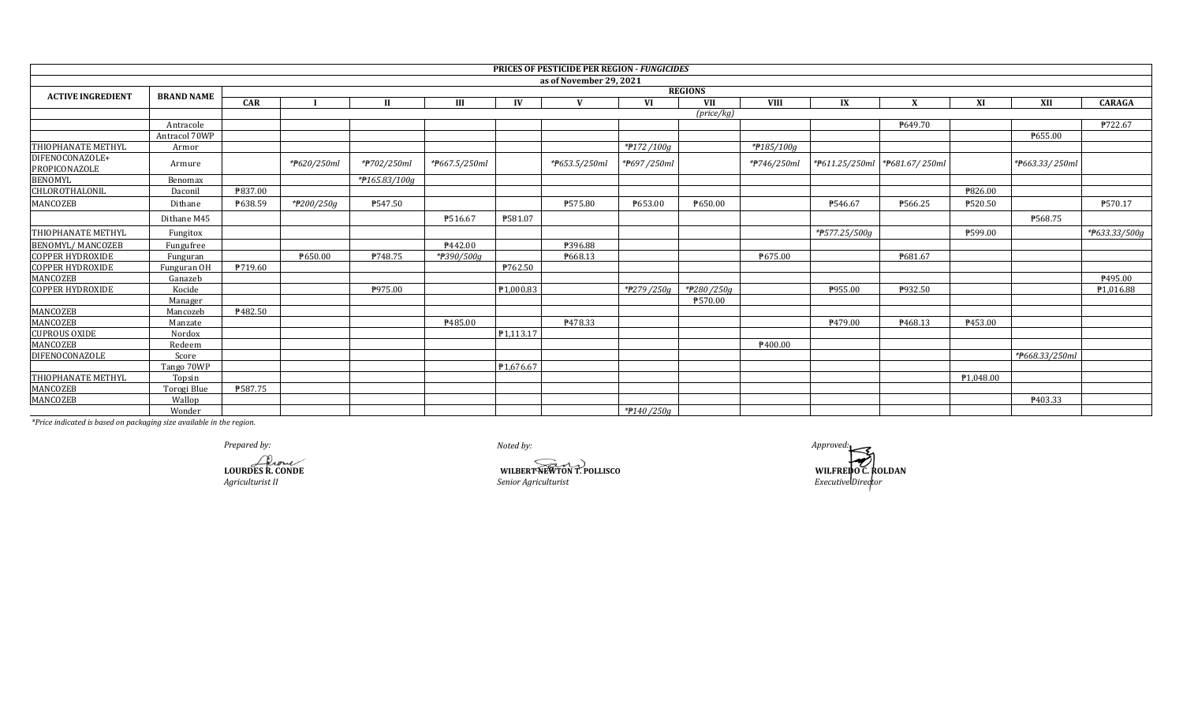| PRICES OF PESTICIDE PER REGION - *FUNGICIDES* | | | | | | | | | | | | | | | | |
|---|---|---|---|---|---|---|---|---|---|---|---|---|---|---|---|---|
| as of November 29, 2021 | | | | | | | | | | | | | | | | |
| ACTIVE INGREDIENT | BRAND NAME | REGIONS | | | | | | | | | | | | | | |
| | | CAR | I | II | III | IV | V | VI | VII | VIII | IX | X | XI | XII | CARAGA |
| | | (price/kg) | | | | | | | | | | | | | |
| | Antracole | | | | | | | | | | | ₱649.70 | | | ₱722.67 |
| | Antracol 70WP | | | | | | | | | | | | | ₱655.00 | |
| THIOPHANATE METHYL | Armor | | | | | | | *₱172 /100g | | *₱185/100g | | | | | |
| DIFENOCONAZOLE+ PROPICONAZOLE | Armure | | *₱620/250ml | *₱702/250ml | *₱667.5/250ml | | *₱653.5/250ml | *₱697 /250ml | | *₱746/250ml | *₱611.25/250ml | *₱681.67/ 250ml | | *₱663.33/ 250ml | |
| BENOMYL | Benomax | | | *₱165.83/100g | | | | | | | | | | | |
| CHLOROTHALONIL | Daconil | ₱837.00 | | | | | | | | | | | ₱826.00 | | |
| MANCOZEB | Dithane | ₱638.59 | *₱200/250g | ₱547.50 | | | ₱575.80 | ₱653.00 | ₱650.00 | | ₱546.67 | ₱566.25 | ₱520.50 | | ₱570.17 |
| | Dithane M45 | | | | ₱516.67 | ₱581.07 | | | | | | | | ₱568.75 | |
| THIOPHANATE METHYL | Fungitox | | | | | | | | | | *₱577.25/500g | | ₱599.00 | | *₱633.33/500g |
| BENOMYL/ MANCOZEB | Fungufree | | | | ₱442.00 | | ₱396.88 | | | | | | | | |
| COPPER HYDROXIDE | Funguran | | ₱650.00 | ₱748.75 | *₱390/500g | | ₱668.13 | | | ₱675.00 | | ₱681.67 | | | |
| COPPER HYDROXIDE | Funguran OH | ₱719.60 | | | | ₱762.50 | | | | | | | | | |
| MANCOZEB | Ganazeb | | | | | | | | | | | | | | ₱495.00 |
| COPPER HYDROXIDE | Kocide | | | ₱975.00 | | ₱1,000.83 | | *₱279 /250g | *₱280 /250g | | ₱955.00 | ₱932.50 | | | ₱1,016.88 |
| | Manager | | | | | | | | ₱570.00 | | | | | | |
| MANCOZEB | Mancozeb | ₱482.50 | | | | | | | | | | | | | |
| MANCOZEB | Manzate | | | | ₱485.00 | | ₱478.33 | | | | ₱479.00 | ₱468.13 | ₱453.00 | | |
| CUPROUS OXIDE | Nordox | | | | | ₱1,113.17 | | | | | | | | | |
| MANCOZEB | Redeem | | | | | | | | | ₱400.00 | | | | | |
| DIFENOCONAZOLE | Score | | | | | | | | | | | | | *₱668.33/250ml | |
| | Tango 70WP | | | | | ₱1,676.67 | | | | | | | | | |
| THIOPHANATE METHYL | Topsin | | | | | | | | | | | | ₱1,048.00 | | |
| MANCOZEB | Torogi Blue | ₱587.75 | | | | | | | | | | | | | |
| MANCOZEB | Wallop | | | | | | | | | | | | | ₱403.33 | |
| | Wonder | | | | | | | *₱140 /250g | | | | | | | |

*\*Price indicated is based on packaging size available in the region.*

*Prepared by:*

**LOURDES R. CONDE**
*Agriculturist II*

*Noted by:*

**WILBERT NEWTON T. POLLISCO**
*Senior Agriculturist*

*Approved:*

**WILFREDO C. ROLDAN**
*Executive Director*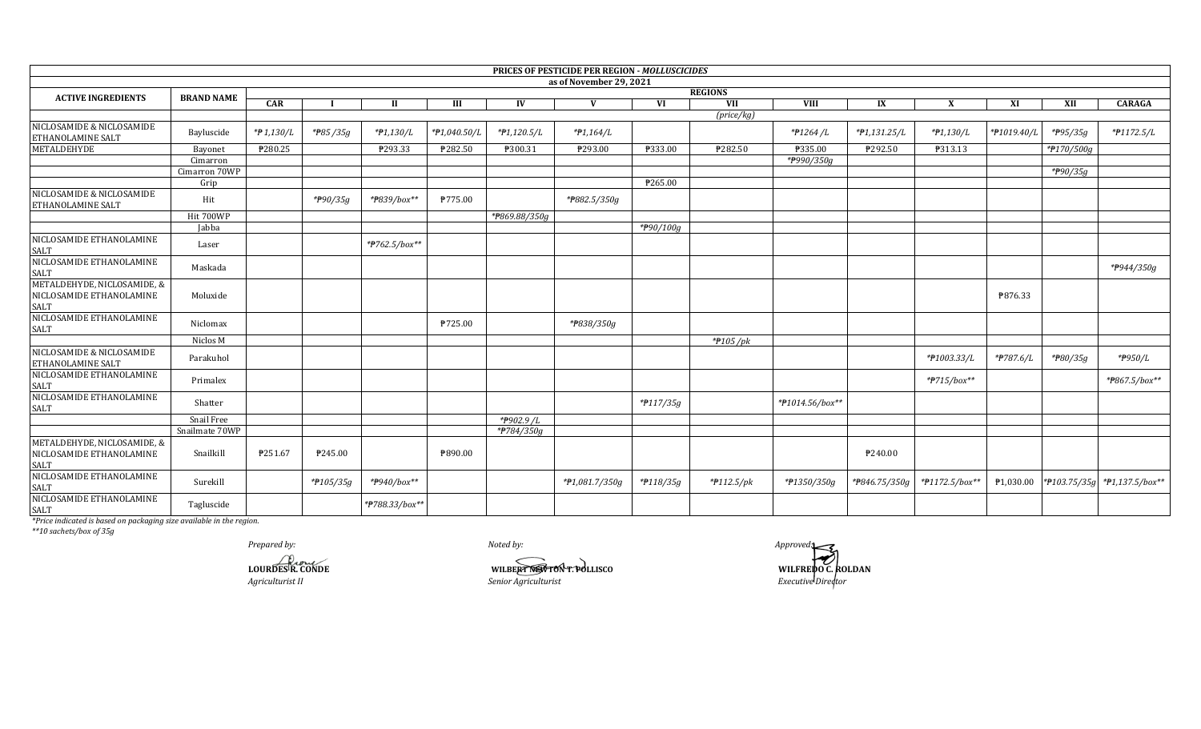| PRICES OF PESTICIDE PER REGION - *MOLLUSCICIDES* | | | | | | | | | | | | | | | |
|---|---|---|---|---|---|---|---|---|---|---|---|---|---|---|---|
| as of November 29, 2021 | | | | | | | | | | | | | | | |
| ACTIVE INGREDIENTS | BRAND NAME | REGIONS | | | | | | | | | | | | | |
| | | CAR | I | II | III | IV | V | VI | VII | VIII | IX | X | XI | XII | CARAGA |
| | | | | | | | | | (price/kg) | | | | | | |
| NICLOSAMIDE & NICLOSAMIDE ETHANOLAMINE SALT | Bayluscide | *₱ 1,130/L | *₱85 /35g | *₱1,130/L | *₱1,040.50/L | *₱1,120.5/L | *₱1,164/L | | | *₱1264 /L | *₱1,131.25/L | *₱1,130/L | *₱1019.40/L | *₱95/35g | *₱1172.5/L |
| METALDEHYDE | Bayonet | ₱280.25 | | ₱293.33 | ₱282.50 | ₱300.31 | ₱293.00 | ₱333.00 | ₱282.50 | ₱335.00 | ₱292.50 | ₱313.13 | | *₱170/500g | |
| | Cimarron | | | | | | | | | *₱990/350g | | | | | |
| | Cimarron 70WP | | | | | | | | | | | | | *₱90/35g | |
| | Grip | | | | | | | ₱265.00 | | | | | | | |
| NICLOSAMIDE & NICLOSAMIDE ETHANOLAMINE SALT | Hit | | *₱90/35g | *₱839/box** | ₱775.00 | | *₱882.5/350g | | | | | | | | |
| | Hit 700WP | | | | | *₱869.88/350g | | | | | | | | | |
| | Jabba | | | | | | | *₱90/100g | | | | | | | |
| NICLOSAMIDE ETHANOLAMINE SALT | Laser | | | *₱762.5/box** | | | | | | | | | | | |
| NICLOSAMIDE ETHANOLAMINE SALT | Maskada | | | | | | | | | | | | | | *₱944/350g |
| METALDEHYDE, NICLOSAMIDE, & NICLOSAMIDE ETHANOLAMINE SALT | Moluxide | | | | | | | | | | | | ₱876.33 | | |
| NICLOSAMIDE ETHANOLAMINE SALT | Niclomax | | | | ₱725.00 | | *₱838/350g | | | | | | | | |
| | Niclos M | | | | | | | | *₱105 /pk | | | | | | |
| NICLOSAMIDE & NICLOSAMIDE ETHANOLAMINE SALT | Parakuhol | | | | | | | | | | | *₱1003.33/L | *₱787.6/L | *₱80/35g | *₱950/L |
| NICLOSAMIDE ETHANOLAMINE SALT | Primalex | | | | | | | | | | | *₱715/box** | | | *₱867.5/box** |
| NICLOSAMIDE ETHANOLAMINE SALT | Shatter | | | | | | | *₱117/35g | | *₱1014.56/box** | | | | | |
| | Snail Free | | | | | *₱902.9 /L | | | | | | | | | |
| | Snailmate 70WP | | | | | *₱784/350g | | | | | | | | | |
| METALDEHYDE, NICLOSAMIDE, & NICLOSAMIDE ETHANOLAMINE SALT | Snailkill | ₱251.67 | ₱245.00 | | ₱890.00 | | | | | | ₱240.00 | | | | |
| NICLOSAMIDE ETHANOLAMINE SALT | Surekill | | *₱105/35g | *₱940/box** | | | *₱1,081.7/350g | *₱118/35g | *₱112.5/pk | *₱1350/350g | *₱846.75/350g | *₱1172.5/box** | ₱1,030.00 | *₱103.75/35g | *₱1,137.5/box** |
| NICLOSAMIDE ETHANOLAMINE SALT | Tagluscide | | | *₱788.33/box** | | | | | | | | | | | |

*Price indicated is based on packaging size available in the region.
**10 sachets/box of 35g

*Prepared by:*
**LOURDES R. CONDE**
*Agriculturist II*

*Noted by:*
**WILBERT NEWTON T. POLLISCO**
*Senior Agriculturist*

*Approved:*
**WILFREDO C. ROLDAN**
*Executive Director*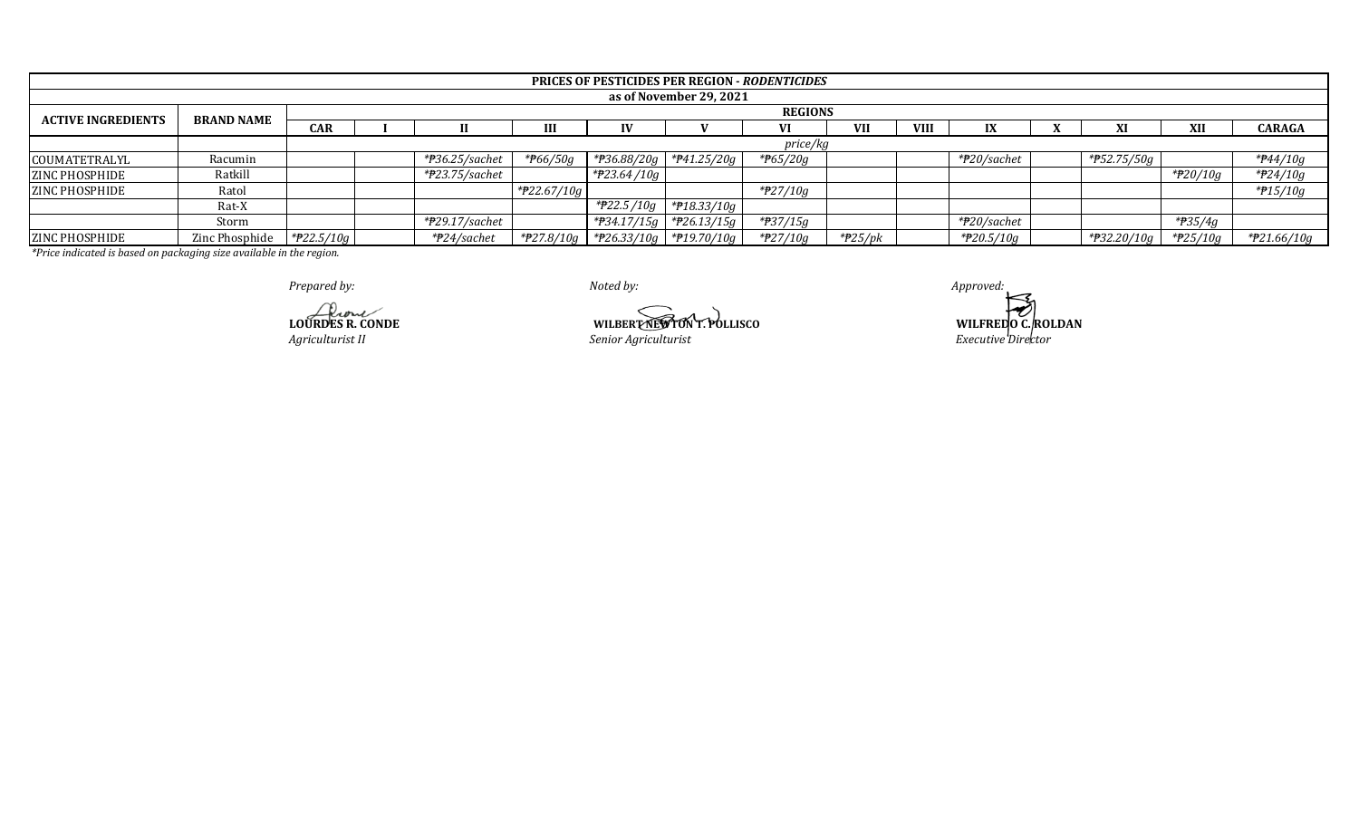| PRICES OF PESTICIDES PER REGION - *RODENTICIDES* | | | | | | | | | | | | | | | | |
|---|---|---|---|---|---|---|---|---|---|---|---|---|---|---|---|---|
| as of November 29, 2021 | | | | | | | | | | | | | | | | |
| **ACTIVE INGREDIENTS** | **BRAND NAME** | **REGIONS** | | | | | | | | | | | | | | |
| | | **CAR** | **I** | **II** | **III** | **IV** | **V** | **VI** | **VII** | **VIII** | **IX** | **X** | **XI** | **XII** | **CARAGA** |
| | | *price/kg* | | | | | | | | | | | | | | |
| COUMATETRALYL | Racumin | | | *₱36.25/sachet | *₱66/50g | *₱36.88/20g | *₱41.25/20g | *₱65/20g | | | *₱20/sachet | | *₱52.75/50g | | *₱44/10g |
| ZINC PHOSPHIDE | Ratkill | | | *₱23.75/sachet | | *₱23.64 /10g | | | | | | | | *₱20/10g | *₱24/10g |
| ZINC PHOSPHIDE | Ratol | | | | *₱22.67/10g | | | *₱27/10g | | | | | | | *₱15/10g |
| | Rat-X | | | | | *₱22.5 /10g | *₱18.33/10g | | | | | | | | |
| | Storm | | | *₱29.17/sachet | | *₱34.17/15g | *₱26.13/15g | *₱37/15g | | | *₱20/sachet | | | *₱35/4g | |
| ZINC PHOSPHIDE | Zinc Phosphide | *₱22.5/10g | | *₱24/sachet | *₱27.8/10g | *₱26.33/10g | *₱19.70/10g | *₱27/10g | *₱25/pk | | *₱20.5/10g | | *₱32.20/10g | *₱25/10g | *₱21.66/10g |

*Price indicated is based on packaging size available in the region.*

*Prepared by:*

**LOURDES R. CONDE**
*Agriculturist II*

*Noted by:*

**WILBERT NEWTON T. POLLISCO**
*Senior Agriculturist*

*Approved:*

**WILFREDO C. ROLDAN**
*Executive Director*